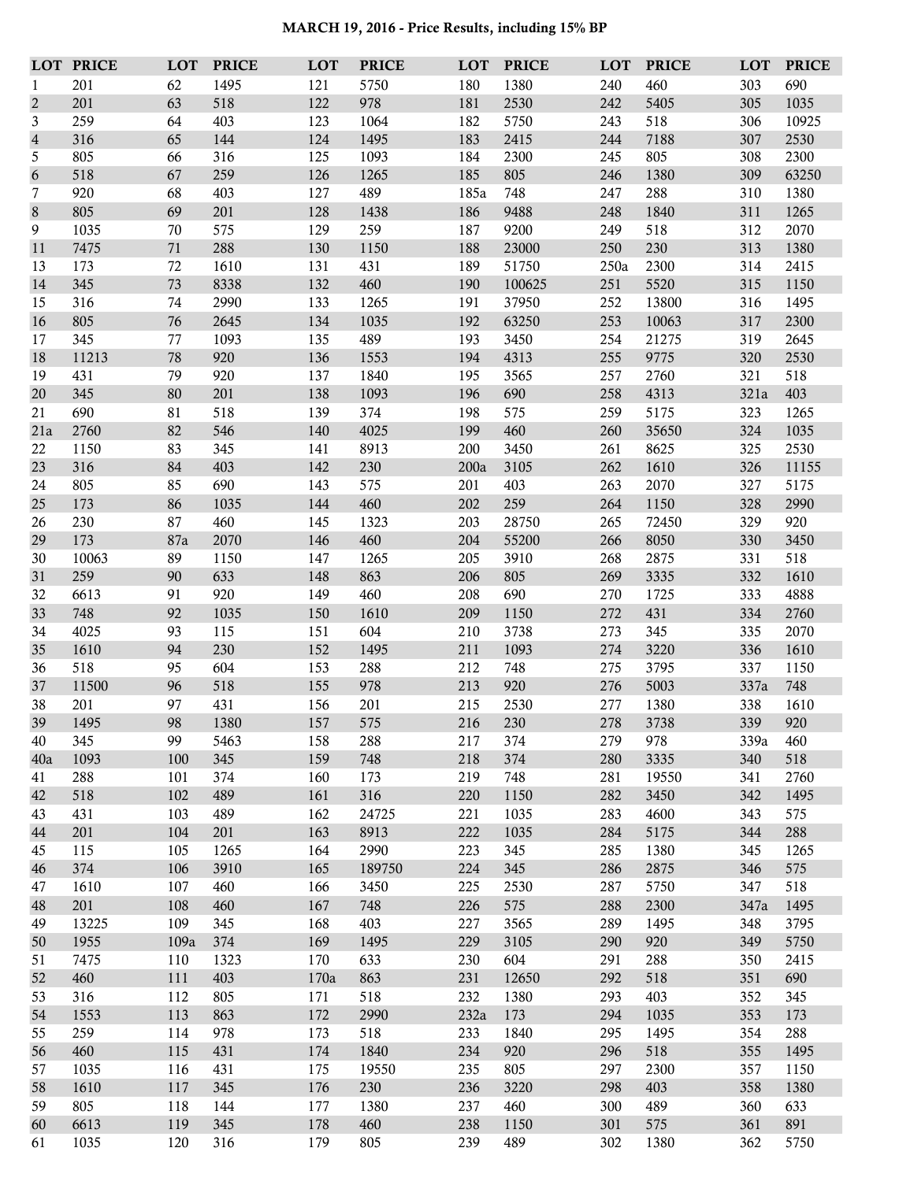# MARCH 19, 2016 - Price Results, including 15% BP

| LOT | PRICE | LOT | PRICE | LOT | PRICE | LOT | PRICE | LOT | PRICE | LOT | PRICE |
|---|---|---|---|---|---|---|---|---|---|---|---|
| 1 | 201 | 62 | 1495 | 121 | 5750 | 180 | 1380 | 240 | 460 | 303 | 690 |
| 2 | 201 | 63 | 518 | 122 | 978 | 181 | 2530 | 242 | 5405 | 305 | 1035 |
| 3 | 259 | 64 | 403 | 123 | 1064 | 182 | 5750 | 243 | 518 | 306 | 10925 |
| 4 | 316 | 65 | 144 | 124 | 1495 | 183 | 2415 | 244 | 7188 | 307 | 2530 |
| 5 | 805 | 66 | 316 | 125 | 1093 | 184 | 2300 | 245 | 805 | 308 | 2300 |
| 6 | 518 | 67 | 259 | 126 | 1265 | 185 | 805 | 246 | 1380 | 309 | 63250 |
| 7 | 920 | 68 | 403 | 127 | 489 | 185a | 748 | 247 | 288 | 310 | 1380 |
| 8 | 805 | 69 | 201 | 128 | 1438 | 186 | 9488 | 248 | 1840 | 311 | 1265 |
| 9 | 1035 | 70 | 575 | 129 | 259 | 187 | 9200 | 249 | 518 | 312 | 2070 |
| 11 | 7475 | 71 | 288 | 130 | 1150 | 188 | 23000 | 250 | 230 | 313 | 1380 |
| 13 | 173 | 72 | 1610 | 131 | 431 | 189 | 51750 | 250a | 2300 | 314 | 2415 |
| 14 | 345 | 73 | 8338 | 132 | 460 | 190 | 100625 | 251 | 5520 | 315 | 1150 |
| 15 | 316 | 74 | 2990 | 133 | 1265 | 191 | 37950 | 252 | 13800 | 316 | 1495 |
| 16 | 805 | 76 | 2645 | 134 | 1035 | 192 | 63250 | 253 | 10063 | 317 | 2300 |
| 17 | 345 | 77 | 1093 | 135 | 489 | 193 | 3450 | 254 | 21275 | 319 | 2645 |
| 18 | 11213 | 78 | 920 | 136 | 1553 | 194 | 4313 | 255 | 9775 | 320 | 2530 |
| 19 | 431 | 79 | 920 | 137 | 1840 | 195 | 3565 | 257 | 2760 | 321 | 518 |
| 20 | 345 | 80 | 201 | 138 | 1093 | 196 | 690 | 258 | 4313 | 321a | 403 |
| 21 | 690 | 81 | 518 | 139 | 374 | 198 | 575 | 259 | 5175 | 323 | 1265 |
| 21a | 2760 | 82 | 546 | 140 | 4025 | 199 | 460 | 260 | 35650 | 324 | 1035 |
| 22 | 1150 | 83 | 345 | 141 | 8913 | 200 | 3450 | 261 | 8625 | 325 | 2530 |
| 23 | 316 | 84 | 403 | 142 | 230 | 200a | 3105 | 262 | 1610 | 326 | 11155 |
| 24 | 805 | 85 | 690 | 143 | 575 | 201 | 403 | 263 | 2070 | 327 | 5175 |
| 25 | 173 | 86 | 1035 | 144 | 460 | 202 | 259 | 264 | 1150 | 328 | 2990 |
| 26 | 230 | 87 | 460 | 145 | 1323 | 203 | 28750 | 265 | 72450 | 329 | 920 |
| 29 | 173 | 87a | 2070 | 146 | 460 | 204 | 55200 | 266 | 8050 | 330 | 3450 |
| 30 | 10063 | 89 | 1150 | 147 | 1265 | 205 | 3910 | 268 | 2875 | 331 | 518 |
| 31 | 259 | 90 | 633 | 148 | 863 | 206 | 805 | 269 | 3335 | 332 | 1610 |
| 32 | 6613 | 91 | 920 | 149 | 460 | 208 | 690 | 270 | 1725 | 333 | 4888 |
| 33 | 748 | 92 | 1035 | 150 | 1610 | 209 | 1150 | 272 | 431 | 334 | 2760 |
| 34 | 4025 | 93 | 115 | 151 | 604 | 210 | 3738 | 273 | 345 | 335 | 2070 |
| 35 | 1610 | 94 | 230 | 152 | 1495 | 211 | 1093 | 274 | 3220 | 336 | 1610 |
| 36 | 518 | 95 | 604 | 153 | 288 | 212 | 748 | 275 | 3795 | 337 | 1150 |
| 37 | 11500 | 96 | 518 | 155 | 978 | 213 | 920 | 276 | 5003 | 337a | 748 |
| 38 | 201 | 97 | 431 | 156 | 201 | 215 | 2530 | 277 | 1380 | 338 | 1610 |
| 39 | 1495 | 98 | 1380 | 157 | 575 | 216 | 230 | 278 | 3738 | 339 | 920 |
| 40 | 345 | 99 | 5463 | 158 | 288 | 217 | 374 | 279 | 978 | 339a | 460 |
| 40a | 1093 | 100 | 345 | 159 | 748 | 218 | 374 | 280 | 3335 | 340 | 518 |
| 41 | 288 | 101 | 374 | 160 | 173 | 219 | 748 | 281 | 19550 | 341 | 2760 |
| 42 | 518 | 102 | 489 | 161 | 316 | 220 | 1150 | 282 | 3450 | 342 | 1495 |
| 43 | 431 | 103 | 489 | 162 | 24725 | 221 | 1035 | 283 | 4600 | 343 | 575 |
| 44 | 201 | 104 | 201 | 163 | 8913 | 222 | 1035 | 284 | 5175 | 344 | 288 |
| 45 | 115 | 105 | 1265 | 164 | 2990 | 223 | 345 | 285 | 1380 | 345 | 1265 |
| 46 | 374 | 106 | 3910 | 165 | 189750 | 224 | 345 | 286 | 2875 | 346 | 575 |
| 47 | 1610 | 107 | 460 | 166 | 3450 | 225 | 2530 | 287 | 5750 | 347 | 518 |
| 48 | 201 | 108 | 460 | 167 | 748 | 226 | 575 | 288 | 2300 | 347a | 1495 |
| 49 | 13225 | 109 | 345 | 168 | 403 | 227 | 3565 | 289 | 1495 | 348 | 3795 |
| 50 | 1955 | 109a | 374 | 169 | 1495 | 229 | 3105 | 290 | 920 | 349 | 5750 |
| 51 | 7475 | 110 | 1323 | 170 | 633 | 230 | 604 | 291 | 288 | 350 | 2415 |
| 52 | 460 | 111 | 403 | 170a | 863 | 231 | 12650 | 292 | 518 | 351 | 690 |
| 53 | 316 | 112 | 805 | 171 | 518 | 232 | 1380 | 293 | 403 | 352 | 345 |
| 54 | 1553 | 113 | 863 | 172 | 2990 | 232a | 173 | 294 | 1035 | 353 | 173 |
| 55 | 259 | 114 | 978 | 173 | 518 | 233 | 1840 | 295 | 1495 | 354 | 288 |
| 56 | 460 | 115 | 431 | 174 | 1840 | 234 | 920 | 296 | 518 | 355 | 1495 |
| 57 | 1035 | 116 | 431 | 175 | 19550 | 235 | 805 | 297 | 2300 | 357 | 1150 |
| 58 | 1610 | 117 | 345 | 176 | 230 | 236 | 3220 | 298 | 403 | 358 | 1380 |
| 59 | 805 | 118 | 144 | 177 | 1380 | 237 | 460 | 300 | 489 | 360 | 633 |
| 60 | 6613 | 119 | 345 | 178 | 460 | 238 | 1150 | 301 | 575 | 361 | 891 |
| 61 | 1035 | 120 | 316 | 179 | 805 | 239 | 489 | 302 | 1380 | 362 | 5750 |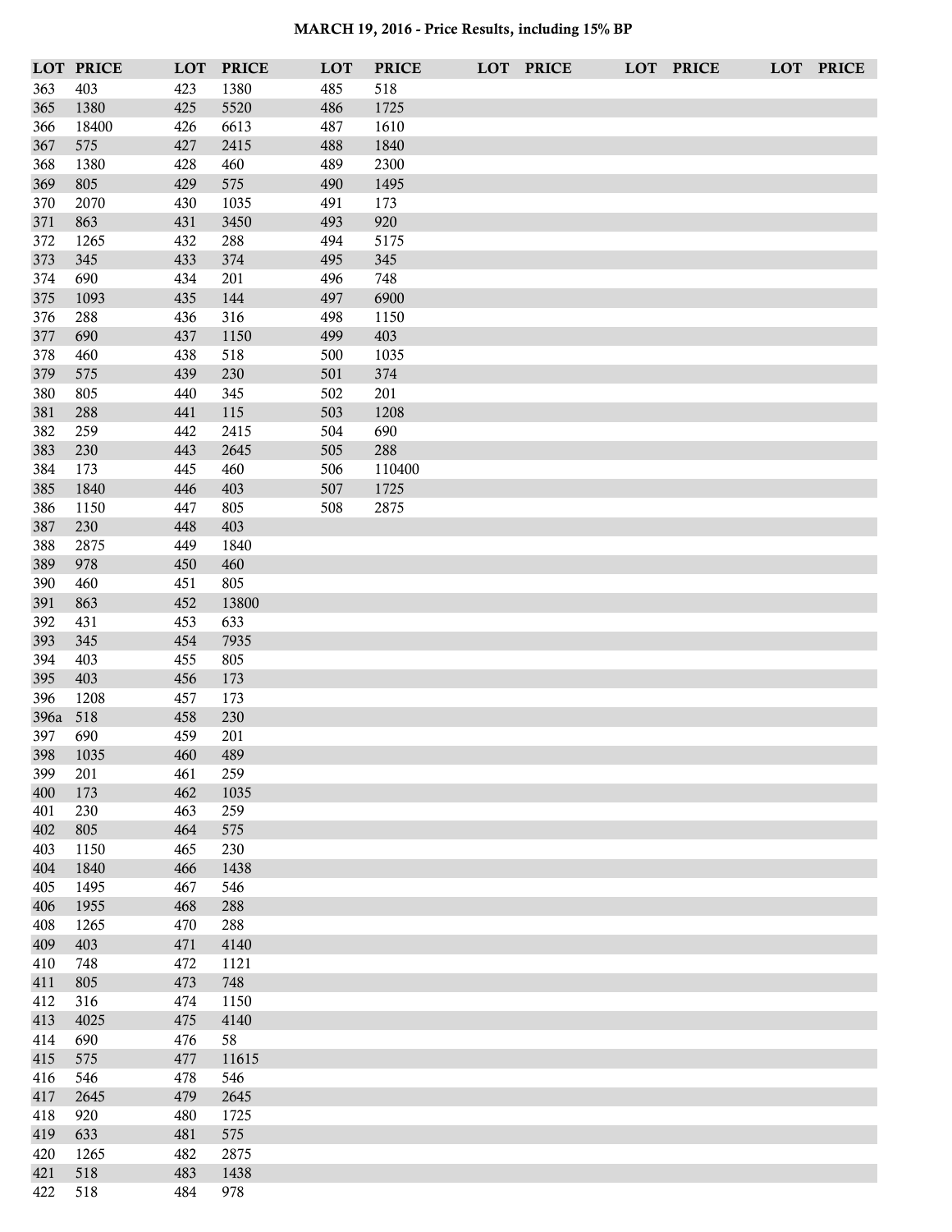# MARCH 19, 2016 - Price Results, including 15% BP

| LOT | PRICE | LOT | PRICE | LOT | PRICE | LOT | PRICE | LOT | PRICE | LOT | PRICE |
|---|---|---|---|---|---|---|---|---|---|---|---|
| 363 | 403 | 423 | 1380 | 485 | 518 | | | | | | |
| 365 | 1380 | 425 | 5520 | 486 | 1725 | | | | | | |
| 366 | 18400 | 426 | 6613 | 487 | 1610 | | | | | | |
| 367 | 575 | 427 | 2415 | 488 | 1840 | | | | | | |
| 368 | 1380 | 428 | 460 | 489 | 2300 | | | | | | |
| 369 | 805 | 429 | 575 | 490 | 1495 | | | | | | |
| 370 | 2070 | 430 | 1035 | 491 | 173 | | | | | | |
| 371 | 863 | 431 | 3450 | 493 | 920 | | | | | | |
| 372 | 1265 | 432 | 288 | 494 | 5175 | | | | | | |
| 373 | 345 | 433 | 374 | 495 | 345 | | | | | | |
| 374 | 690 | 434 | 201 | 496 | 748 | | | | | | |
| 375 | 1093 | 435 | 144 | 497 | 6900 | | | | | | |
| 376 | 288 | 436 | 316 | 498 | 1150 | | | | | | |
| 377 | 690 | 437 | 1150 | 499 | 403 | | | | | | |
| 378 | 460 | 438 | 518 | 500 | 1035 | | | | | | |
| 379 | 575 | 439 | 230 | 501 | 374 | | | | | | |
| 380 | 805 | 440 | 345 | 502 | 201 | | | | | | |
| 381 | 288 | 441 | 115 | 503 | 1208 | | | | | | |
| 382 | 259 | 442 | 2415 | 504 | 690 | | | | | | |
| 383 | 230 | 443 | 2645 | 505 | 288 | | | | | | |
| 384 | 173 | 445 | 460 | 506 | 110400 | | | | | | |
| 385 | 1840 | 446 | 403 | 507 | 1725 | | | | | | |
| 386 | 1150 | 447 | 805 | 508 | 2875 | | | | | | |
| 387 | 230 | 448 | 403 | | | | | | | | |
| 388 | 2875 | 449 | 1840 | | | | | | | | |
| 389 | 978 | 450 | 460 | | | | | | | | |
| 390 | 460 | 451 | 805 | | | | | | | | |
| 391 | 863 | 452 | 13800 | | | | | | | | |
| 392 | 431 | 453 | 633 | | | | | | | | |
| 393 | 345 | 454 | 7935 | | | | | | | | |
| 394 | 403 | 455 | 805 | | | | | | | | |
| 395 | 403 | 456 | 173 | | | | | | | | |
| 396 | 1208 | 457 | 173 | | | | | | | | |
| 396a | 518 | 458 | 230 | | | | | | | | |
| 397 | 690 | 459 | 201 | | | | | | | | |
| 398 | 1035 | 460 | 489 | | | | | | | | |
| 399 | 201 | 461 | 259 | | | | | | | | |
| 400 | 173 | 462 | 1035 | | | | | | | | |
| 401 | 230 | 463 | 259 | | | | | | | | |
| 402 | 805 | 464 | 575 | | | | | | | | |
| 403 | 1150 | 465 | 230 | | | | | | | | |
| 404 | 1840 | 466 | 1438 | | | | | | | | |
| 405 | 1495 | 467 | 546 | | | | | | | | |
| 406 | 1955 | 468 | 288 | | | | | | | | |
| 408 | 1265 | 470 | 288 | | | | | | | | |
| 409 | 403 | 471 | 4140 | | | | | | | | |
| 410 | 748 | 472 | 1121 | | | | | | | | |
| 411 | 805 | 473 | 748 | | | | | | | | |
| 412 | 316 | 474 | 1150 | | | | | | | | |
| 413 | 4025 | 475 | 4140 | | | | | | | | |
| 414 | 690 | 476 | 58 | | | | | | | | |
| 415 | 575 | 477 | 11615 | | | | | | | | |
| 416 | 546 | 478 | 546 | | | | | | | | |
| 417 | 2645 | 479 | 2645 | | | | | | | | |
| 418 | 920 | 480 | 1725 | | | | | | | | |
| 419 | 633 | 481 | 575 | | | | | | | | |
| 420 | 1265 | 482 | 2875 | | | | | | | | |
| 421 | 518 | 483 | 1438 | | | | | | | | |
| 422 | 518 | 484 | 978 | | | | | | | | |